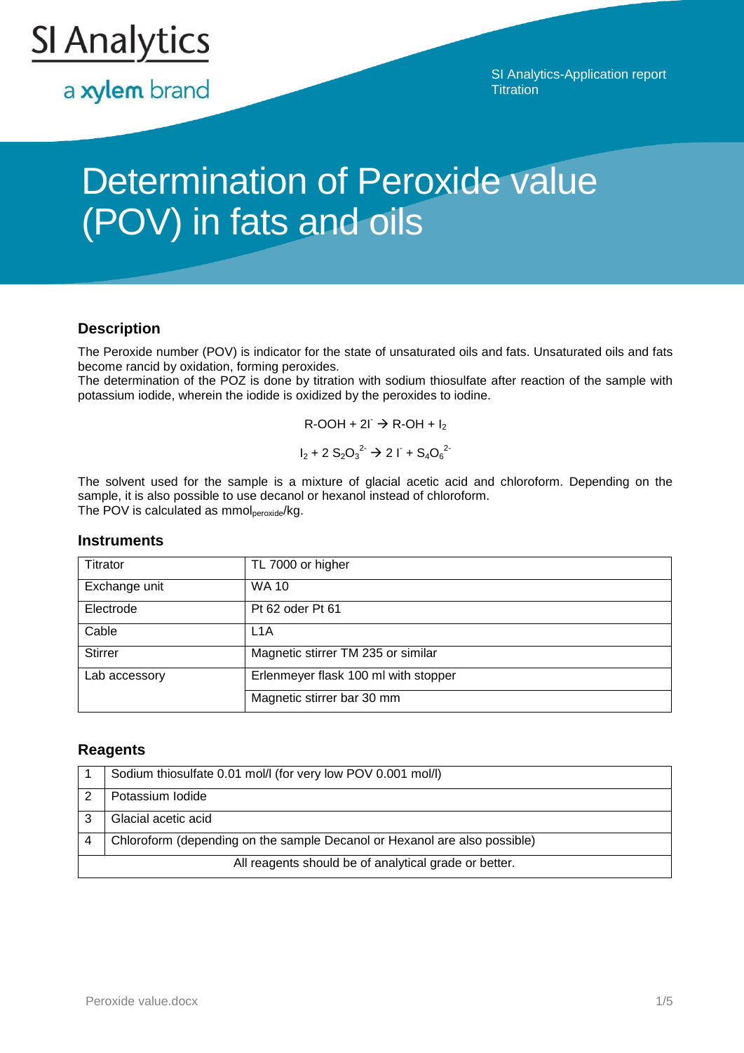SI Analytics

a xylem brand

SI Analytics-Application report
Titration

# Determination of Peroxide value (POV) in fats and oils

## Description

The Peroxide number (POV) is indicator for the state of unsaturated oils and fats. Unsaturated oils and fats become rancid by oxidation, forming peroxides.
The determination of the POZ is done by titration with sodium thiosulfate after reaction of the sample with potassium iodide, wherein the iodide is oxidized by the peroxides to iodine.

$$R\text{-}OOH + 2I^- \rightarrow R\text{-}OH + I_2$$

$$I_2 + 2\,S_2O_3^{2-} \rightarrow 2\,I^- + S_4O_6^{2-}$$

The solvent used for the sample is a mixture of glacial acetic acid and chloroform. Depending on the sample, it is also possible to use decanol or hexanol instead of chloroform.
The POV is calculated as $mmol_{peroxide}$/kg.

## Instruments

| | |
|---|---|
| Titrator | TL 7000 or higher |
| Exchange unit | WA 10 |
| Electrode | Pt 62 oder Pt 61 |
| Cable | L1A |
| Stirrer | Magnetic stirrer TM 235 or similar |
| Lab accessory | Erlenmeyer flask 100 ml with stopper |
| | Magnetic stirrer bar 30 mm |

## Reagents

| | |
|---|---|
| 1 | Sodium thiosulfate 0.01 mol/l (for very low POV 0.001 mol/l) |
| 2 | Potassium Iodide |
| 3 | Glacial acetic acid |
| 4 | Chloroform (depending on the sample Decanol or Hexanol are also possible) |
| All reagents should be of analytical grade or better. | |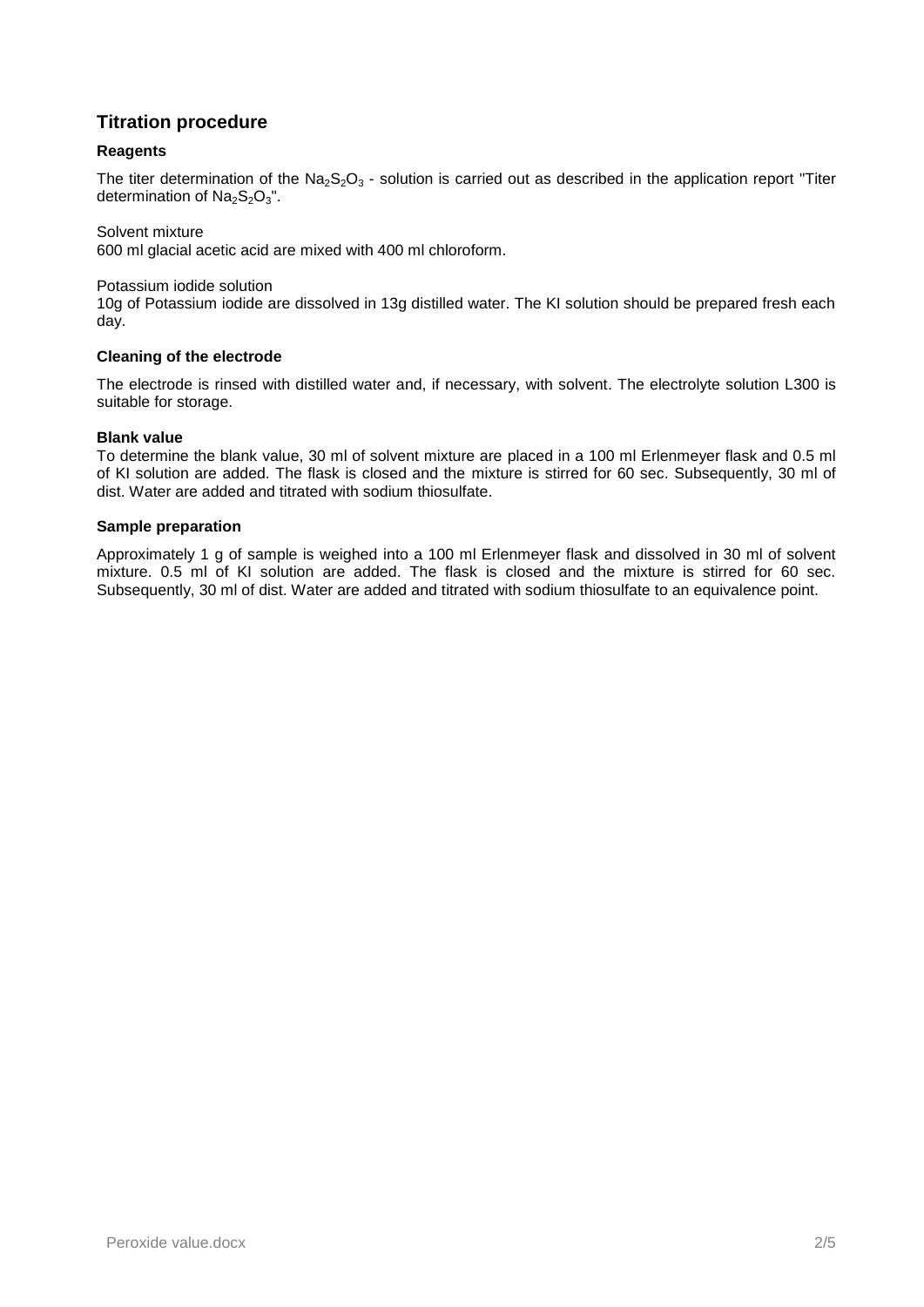## Titration procedure

### Reagents

The titer determination of the $Na_2S_2O_3$ - solution is carried out as described in the application report "Titer determination of $Na_2S_2O_3$".

Solvent mixture
600 ml glacial acetic acid are mixed with 400 ml chloroform.

Potassium iodide solution
10g of Potassium iodide are dissolved in 13g distilled water. The KI solution should be prepared fresh each day.

### Cleaning of the electrode

The electrode is rinsed with distilled water and, if necessary, with solvent. The electrolyte solution L300 is suitable for storage.

### Blank value

To determine the blank value, 30 ml of solvent mixture are placed in a 100 ml Erlenmeyer flask and 0.5 ml of KI solution are added. The flask is closed and the mixture is stirred for 60 sec. Subsequently, 30 ml of dist. Water are added and titrated with sodium thiosulfate.

### Sample preparation

Approximately 1 g of sample is weighed into a 100 ml Erlenmeyer flask and dissolved in 30 ml of solvent mixture. 0.5 ml of KI solution are added. The flask is closed and the mixture is stirred for 60 sec. Subsequently, 30 ml of dist. Water are added and titrated with sodium thiosulfate to an equivalence point.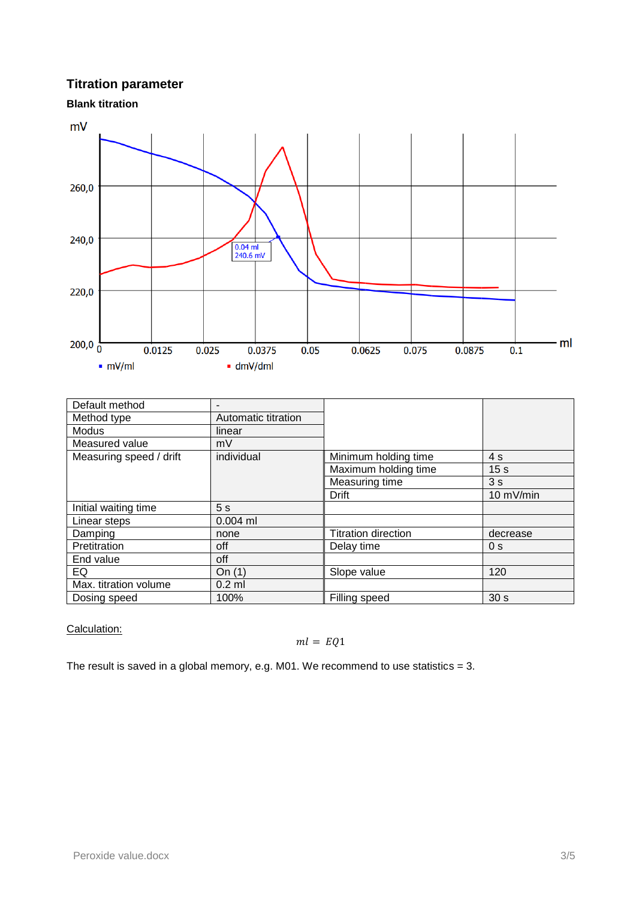## Titration parameter

### Blank titration

mV

260,0

240,0

220,0

200,0

0

0.0125

0.025

0.0375

0.05

0.0625

0.075

0.0875

0.1

ml

0.04 ml

240.6 mV

mV/ml

dmV/dml

| | | | |
|---|---|---|---|
| Default method | - | | |
| Method type | Automatic titration | | |
| Modus | linear | | |
| Measured value | mV | | |
| Measuring speed / drift | individual | Minimum holding time | 4 s |
| | | Maximum holding time | 15 s |
| | | Measuring time | 3 s |
| | | Drift | 10 mV/min |
| Initial waiting time | 5 s | | |
| Linear steps | 0.004 ml | | |
| Damping | none | Titration direction | decrease |
| Pretitration | off | Delay time | 0 s |
| End value | off | | |
| EQ | On (1) | Slope value | 120 |
| Max. titration volume | 0.2 ml | | |
| Dosing speed | 100% | Filling speed | 30 s |

Calculation:

$$ml = EQ1$$

The result is saved in a global memory, e.g. M01. We recommend to use statistics = 3.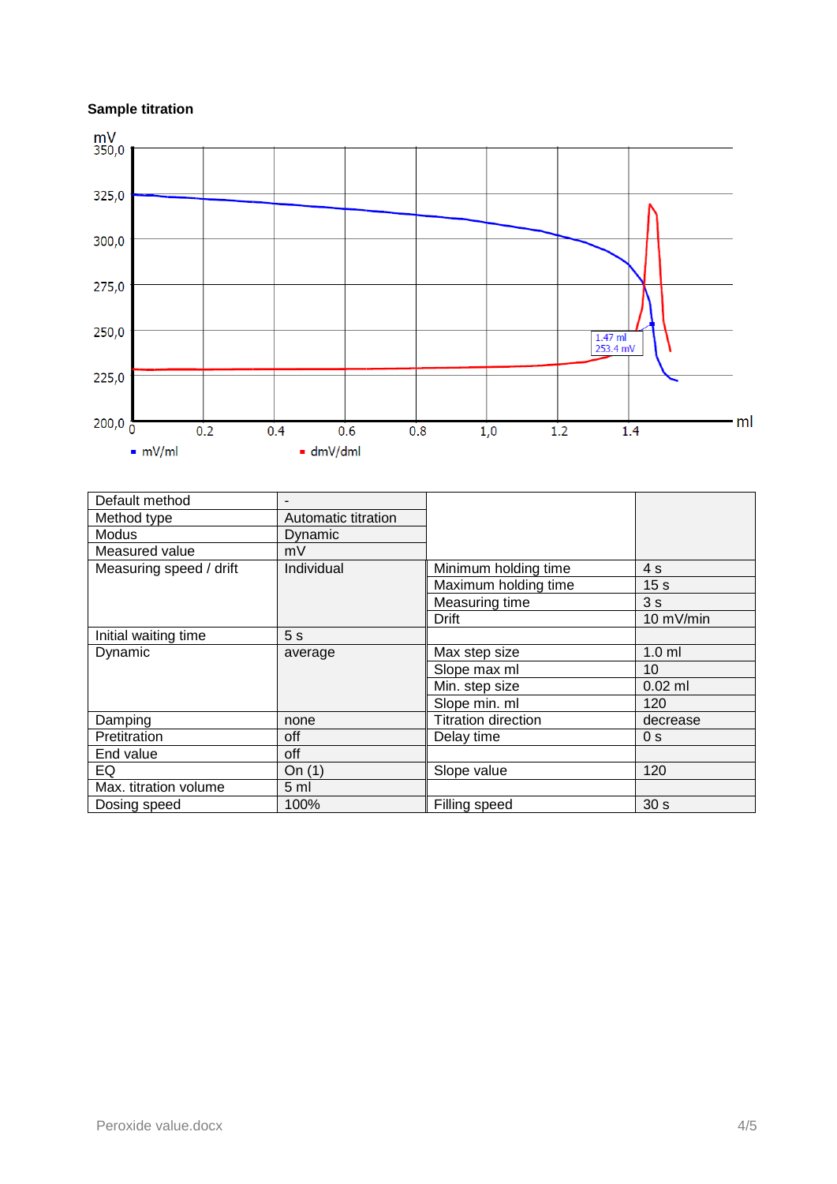**Sample titration**

mV

350,0

325,0

300,0

275,0

250,0

225,0

200,0

0 0.2 0.4 0.6 0.8 1,0 1.2 1.4

ml

1.47 ml
253.4 mV

mV/ml

dmV/dml

| | | | |
|---|---|---|---|
| Default method | - | | |
| Method type | Automatic titration | | |
| Modus | Dynamic | | |
| Measured value | mV | | |
| Measuring speed / drift | Individual | Minimum holding time | 4 s |
| | | Maximum holding time | 15 s |
| | | Measuring time | 3 s |
| | | Drift | 10 mV/min |
| Initial waiting time | 5 s | | |
| Dynamic | average | Max step size | 1.0 ml |
| | | Slope max ml | 10 |
| | | Min. step size | 0.02 ml |
| | | Slope min. ml | 120 |
| Damping | none | Titration direction | decrease |
| Pretitration | off | Delay time | 0 s |
| End value | off | | |
| EQ | On (1) | Slope value | 120 |
| Max. titration volume | 5 ml | | |
| Dosing speed | 100% | Filling speed | 30 s |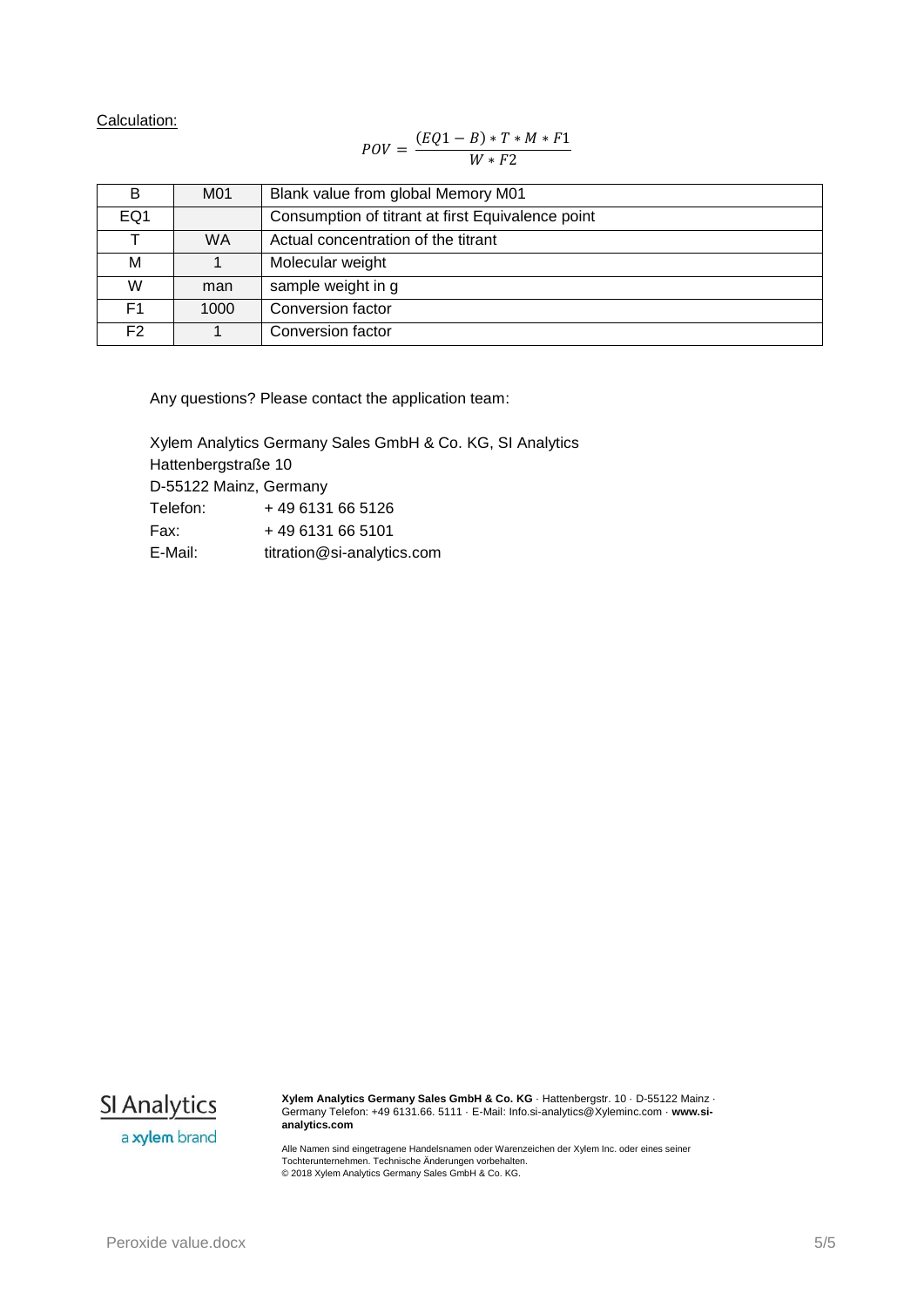Calculation:

$$POV = \frac{(EQ1 - B) * T * M * F1}{W * F2}$$

| | | |
|---|---|---|
| B | M01 | Blank value from global Memory M01 |
| EQ1 | | Consumption of titrant at first Equivalence point |
| T | WA | Actual concentration of the titrant |
| M | 1 | Molecular weight |
| W | man | sample weight in g |
| F1 | 1000 | Conversion factor |
| F2 | 1 | Conversion factor |

Any questions? Please contact the application team:

Xylem Analytics Germany Sales GmbH & Co. KG, SI Analytics
Hattenbergstraße 10
D-55122 Mainz, Germany
Telefon: + 49 6131 66 5126
Fax: + 49 6131 66 5101
E-Mail: titration@si-analytics.com

SI Analytics
a xylem brand

**Xylem Analytics Germany Sales GmbH & Co. KG** · Hattenbergstr. 10 · D-55122 Mainz · Germany Telefon: +49 6131.66. 5111 · E-Mail: Info.si-analytics@Xyleminc.com · **www.si-analytics.com**

Alle Namen sind eingetragene Handelsnamen oder Warenzeichen der Xylem Inc. oder eines seiner Tochterunternehmen. Technische Änderungen vorbehalten.
© 2018 Xylem Analytics Germany Sales GmbH & Co. KG.